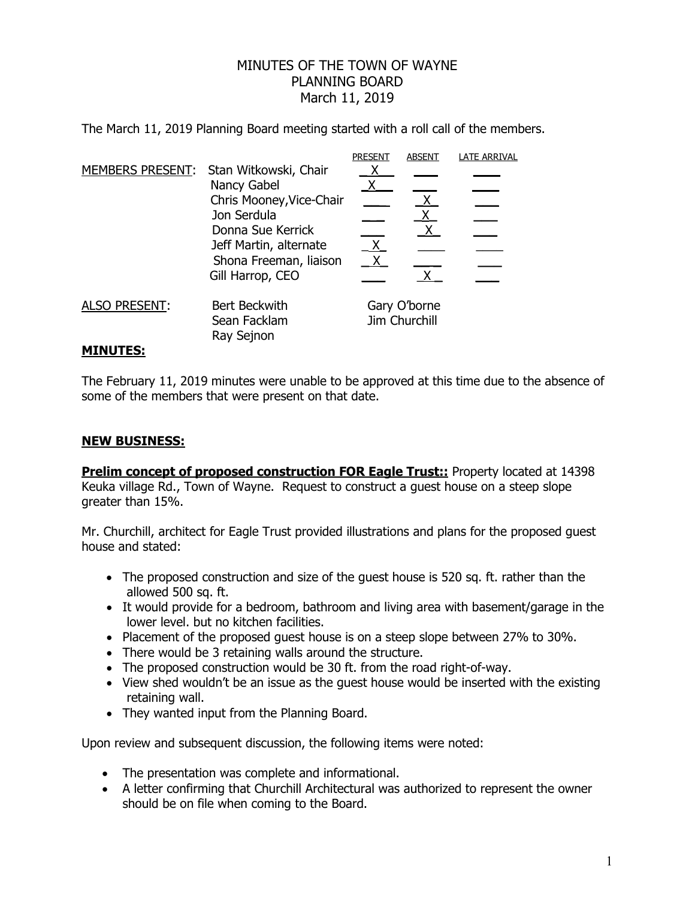# MINUTES OF THE TOWN OF WAYNE
## PLANNING BOARD
### March 11, 2019

The March 11, 2019 Planning Board meeting started with a roll call of the members.

| | | PRESENT | ABSENT | LATE ARRIVAL |
|---|---|---|---|---|
| MEMBERS PRESENT: | Stan Witkowski, Chair | X | | |
| | Nancy Gabel | X | | |
| | Chris Mooney, Vice-Chair | | X | |
| | Jon Serdula | | X | |
| | Donna Sue Kerrick | | X | |
| | Jeff Martin, alternate | X | | |
| | Shona Freeman, liaison | X | | |
| | Gill Harrop, CEO | | X | |

ALSO PRESENT: Bert Beckwith, Sean Facklam, Ray Sejnon, Gary O'borne, Jim Churchill

**MINUTES:**

The February 11, 2019 minutes were unable to be approved at this time due to the absence of some of the members that were present on that date.

**NEW BUSINESS:**

**Prelim concept of proposed construction FOR Eagle Trust::** Property located at 14398 Keuka village Rd., Town of Wayne. Request to construct a guest house on a steep slope greater than 15%.

Mr. Churchill, architect for Eagle Trust provided illustrations and plans for the proposed guest house and stated:

- The proposed construction and size of the guest house is 520 sq. ft. rather than the allowed 500 sq. ft.
- It would provide for a bedroom, bathroom and living area with basement/garage in the lower level. but no kitchen facilities.
- Placement of the proposed guest house is on a steep slope between 27% to 30%.
- There would be 3 retaining walls around the structure.
- The proposed construction would be 30 ft. from the road right-of-way.
- View shed wouldn't be an issue as the guest house would be inserted with the existing retaining wall.
- They wanted input from the Planning Board.

Upon review and subsequent discussion, the following items were noted:

- The presentation was complete and informational.
- A letter confirming that Churchill Architectural was authorized to represent the owner should be on file when coming to the Board.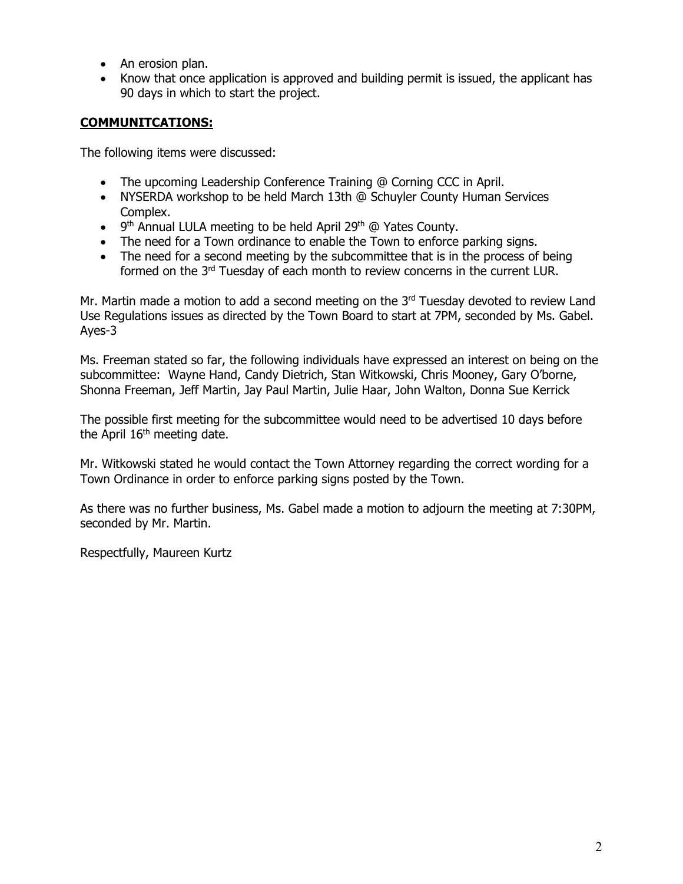- An erosion plan.
- Know that once application is approved and building permit is issued, the applicant has 90 days in which to start the project.

**COMMUNITCATIONS:**

The following items were discussed:

- The upcoming Leadership Conference Training @ Corning CCC in April.
- NYSERDA workshop to be held March 13th @ Schuyler County Human Services Complex.
- 9th Annual LULA meeting to be held April 29th @ Yates County.
- The need for a Town ordinance to enable the Town to enforce parking signs.
- The need for a second meeting by the subcommittee that is in the process of being formed on the 3rd Tuesday of each month to review concerns in the current LUR.

Mr. Martin made a motion to add a second meeting on the 3rd Tuesday devoted to review Land Use Regulations issues as directed by the Town Board to start at 7PM, seconded by Ms. Gabel. Ayes-3

Ms. Freeman stated so far, the following individuals have expressed an interest on being on the subcommittee: Wayne Hand, Candy Dietrich, Stan Witkowski, Chris Mooney, Gary O'borne, Shonna Freeman, Jeff Martin, Jay Paul Martin, Julie Haar, John Walton, Donna Sue Kerrick

The possible first meeting for the subcommittee would need to be advertised 10 days before the April 16th meeting date.

Mr. Witkowski stated he would contact the Town Attorney regarding the correct wording for a Town Ordinance in order to enforce parking signs posted by the Town.

As there was no further business, Ms. Gabel made a motion to adjourn the meeting at 7:30PM, seconded by Mr. Martin.

Respectfully, Maureen Kurtz